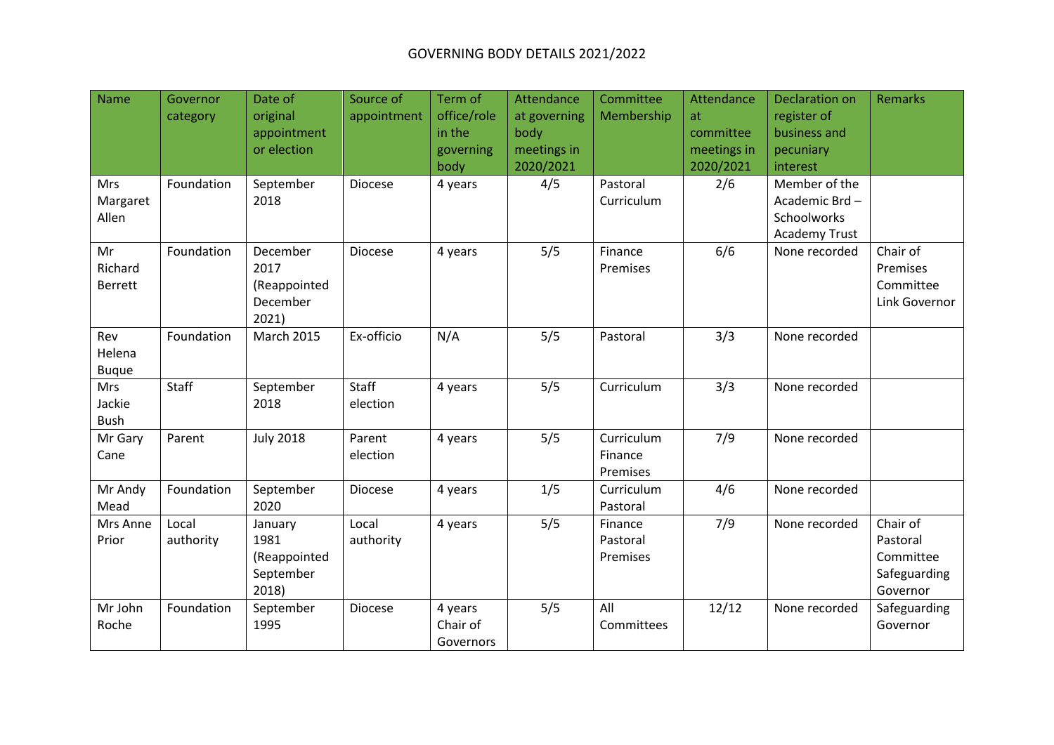# GOVERNING BODY DETAILS 2021/2022

| Name | Governor category | Date of original appointment or election | Source of appointment | Term of office/role in the governing body | Attendance at governing body meetings in 2020/2021 | Committee Membership | Attendance at committee meetings in 2020/2021 | Declaration on register of business and pecuniary interest | Remarks |
|---|---|---|---|---|---|---|---|---|---|
| Mrs Margaret Allen | Foundation | September 2018 | Diocese | 4 years | 4/5 | Pastoral Curriculum | 2/6 | Member of the Academic Brd – Schoolworks Academy Trust | |
| Mr Richard Berrett | Foundation | December 2017 (Reappointed December 2021) | Diocese | 4 years | 5/5 | Finance Premises | 6/6 | None recorded | Chair of Premises Committee Link Governor |
| Rev Helena Buque | Foundation | March 2015 | Ex-officio | N/A | 5/5 | Pastoral | 3/3 | None recorded | |
| Mrs Jackie Bush | Staff | September 2018 | Staff election | 4 years | 5/5 | Curriculum | 3/3 | None recorded | |
| Mr Gary Cane | Parent | July 2018 | Parent election | 4 years | 5/5 | Curriculum Finance Premises | 7/9 | None recorded | |
| Mr Andy Mead | Foundation | September 2020 | Diocese | 4 years | 1/5 | Curriculum Pastoral | 4/6 | None recorded | |
| Mrs Anne Prior | Local authority | January 1981 (Reappointed September 2018) | Local authority | 4 years | 5/5 | Finance Pastoral Premises | 7/9 | None recorded | Chair of Pastoral Committee Safeguarding Governor |
| Mr John Roche | Foundation | September 1995 | Diocese | 4 years Chair of Governors | 5/5 | All Committees | 12/12 | None recorded | Safeguarding Governor |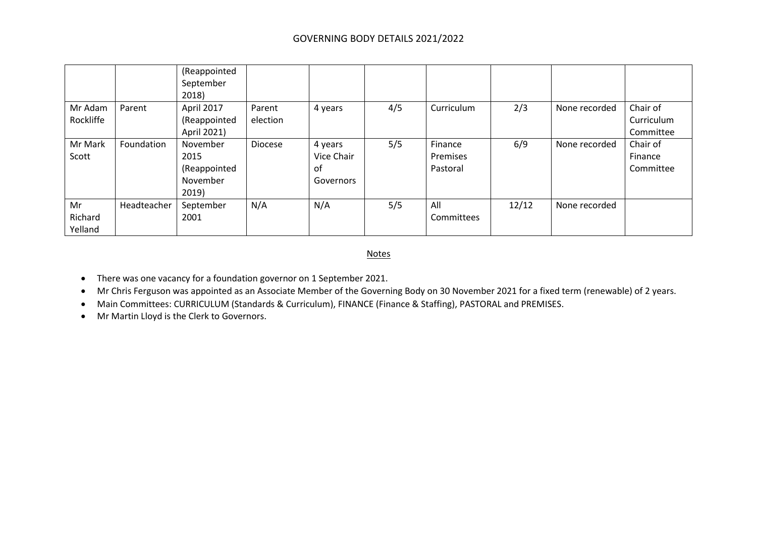# GOVERNING BODY DETAILS 2021/2022

| | | | | | | | | | |
|---|---|---|---|---|---|---|---|---|---|
| | | (Reappointed September 2018) | | | | | | | |
| Mr Adam Rockliffe | Parent | April 2017 (Reappointed April 2021) | Parent election | 4 years | 4/5 | Curriculum | 2/3 | None recorded | Chair of Curriculum Committee |
| Mr Mark Scott | Foundation | November 2015 (Reappointed November 2019) | Diocese | 4 years Vice Chair of Governors | 5/5 | Finance Premises Pastoral | 6/9 | None recorded | Chair of Finance Committee |
| Mr Richard Yelland | Headteacher | September 2001 | N/A | N/A | 5/5 | All Committees | 12/12 | None recorded | |

Notes

- There was one vacancy for a foundation governor on 1 September 2021.
- Mr Chris Ferguson was appointed as an Associate Member of the Governing Body on 30 November 2021 for a fixed term (renewable) of 2 years.
- Main Committees: CURRICULUM (Standards & Curriculum), FINANCE (Finance & Staffing), PASTORAL and PREMISES.
- Mr Martin Lloyd is the Clerk to Governors.